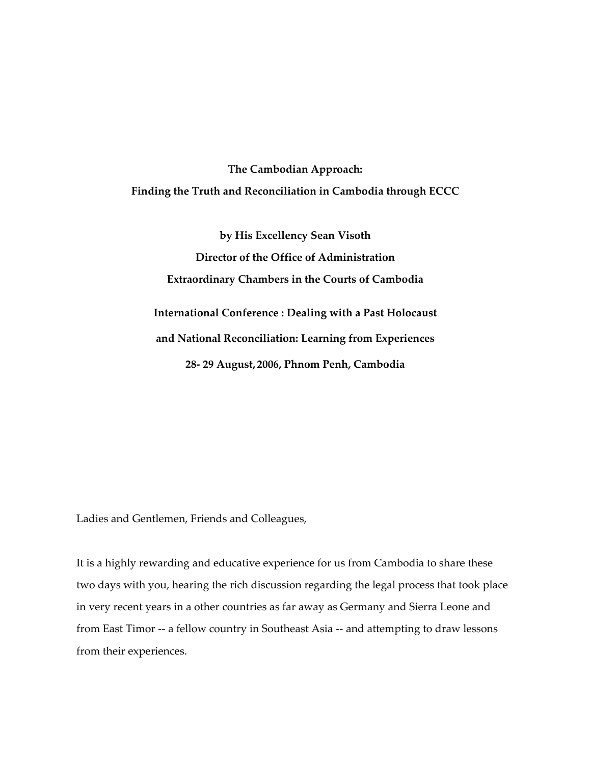# The Cambodian Approach:
# Finding the Truth and Reconciliation in Cambodia through ECCC

**by His Excellency Sean Visoth**

**Director of the Office of Administration**

**Extraordinary Chambers in the Courts of Cambodia**

**International Conference : Dealing with a Past Holocaust and National Reconciliation: Learning from Experiences**

**28- 29 August, 2006, Phnom Penh, Cambodia**

Ladies and Gentlemen, Friends and Colleagues,

It is a highly rewarding and educative experience for us from Cambodia to share these two days with you, hearing the rich discussion regarding the legal process that took place in very recent years in a other countries as far away as Germany and Sierra Leone and from East Timor -- a fellow country in Southeast Asia -- and attempting to draw lessons from their experiences.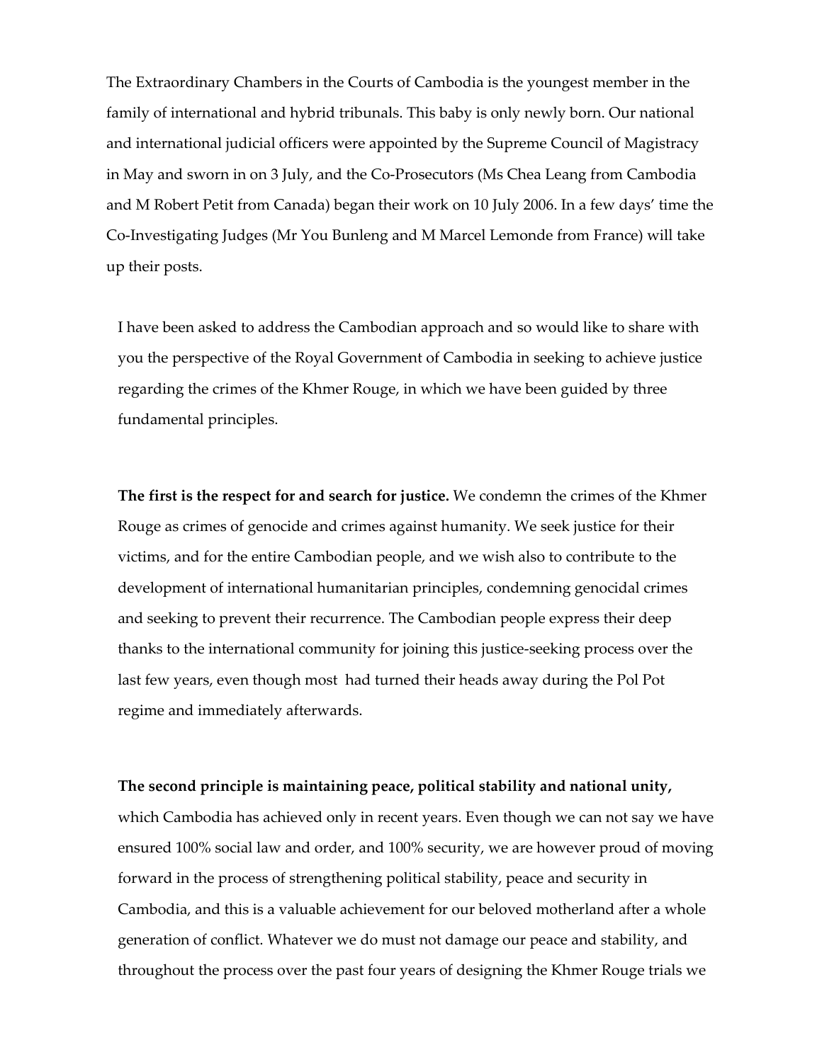The Extraordinary Chambers in the Courts of Cambodia is the youngest member in the family of international and hybrid tribunals. This baby is only newly born. Our national and international judicial officers were appointed by the Supreme Council of Magistracy in May and sworn in on 3 July, and the Co-Prosecutors (Ms Chea Leang from Cambodia and M Robert Petit from Canada) began their work on 10 July 2006. In a few days' time the Co-Investigating Judges (Mr You Bunleng and M Marcel Lemonde from France) will take up their posts.

I have been asked to address the Cambodian approach and so would like to share with you the perspective of the Royal Government of Cambodia in seeking to achieve justice regarding the crimes of the Khmer Rouge, in which we have been guided by three fundamental principles.

**The first is the respect for and search for justice.** We condemn the crimes of the Khmer Rouge as crimes of genocide and crimes against humanity. We seek justice for their victims, and for the entire Cambodian people, and we wish also to contribute to the development of international humanitarian principles, condemning genocidal crimes and seeking to prevent their recurrence. The Cambodian people express their deep thanks to the international community for joining this justice-seeking process over the last few years, even though most had turned their heads away during the Pol Pot regime and immediately afterwards.

**The second principle is maintaining peace, political stability and national unity,** which Cambodia has achieved only in recent years. Even though we can not say we have ensured 100% social law and order, and 100% security, we are however proud of moving forward in the process of strengthening political stability, peace and security in Cambodia, and this is a valuable achievement for our beloved motherland after a whole generation of conflict. Whatever we do must not damage our peace and stability, and throughout the process over the past four years of designing the Khmer Rouge trials we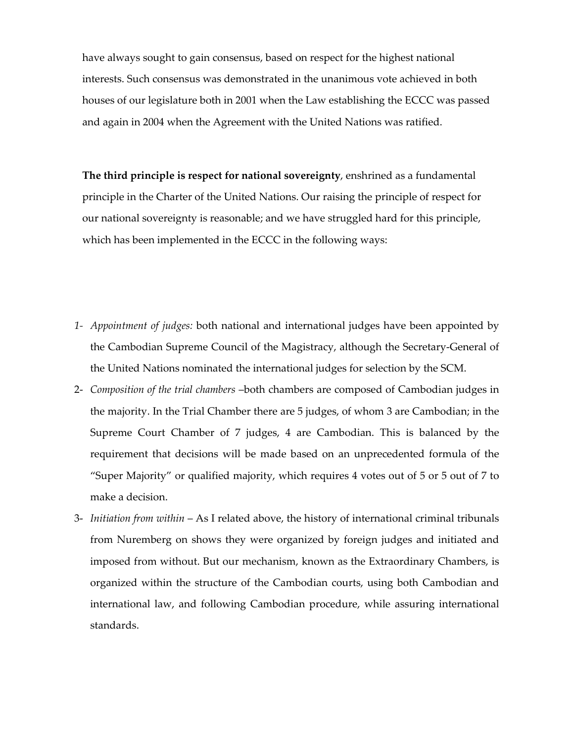have always sought to gain consensus, based on respect for the highest national interests. Such consensus was demonstrated in the unanimous vote achieved in both houses of our legislature both in 2001 when the Law establishing the ECCC was passed and again in 2004 when the Agreement with the United Nations was ratified.

**The third principle is respect for national sovereignty**, enshrined as a fundamental principle in the Charter of the United Nations. Our raising the principle of respect for our national sovereignty is reasonable; and we have struggled hard for this principle, which has been implemented in the ECCC in the following ways:

1- *Appointment of judges:* both national and international judges have been appointed by the Cambodian Supreme Council of the Magistracy, although the Secretary-General of the United Nations nominated the international judges for selection by the SCM.

2- *Composition of the trial chambers* –both chambers are composed of Cambodian judges in the majority. In the Trial Chamber there are 5 judges, of whom 3 are Cambodian; in the Supreme Court Chamber of 7 judges, 4 are Cambodian. This is balanced by the requirement that decisions will be made based on an unprecedented formula of the "Super Majority" or qualified majority, which requires 4 votes out of 5 or 5 out of 7 to make a decision.

3- *Initiation from within* – As I related above, the history of international criminal tribunals from Nuremberg on shows they were organized by foreign judges and initiated and imposed from without. But our mechanism, known as the Extraordinary Chambers, is organized within the structure of the Cambodian courts, using both Cambodian and international law, and following Cambodian procedure, while assuring international standards.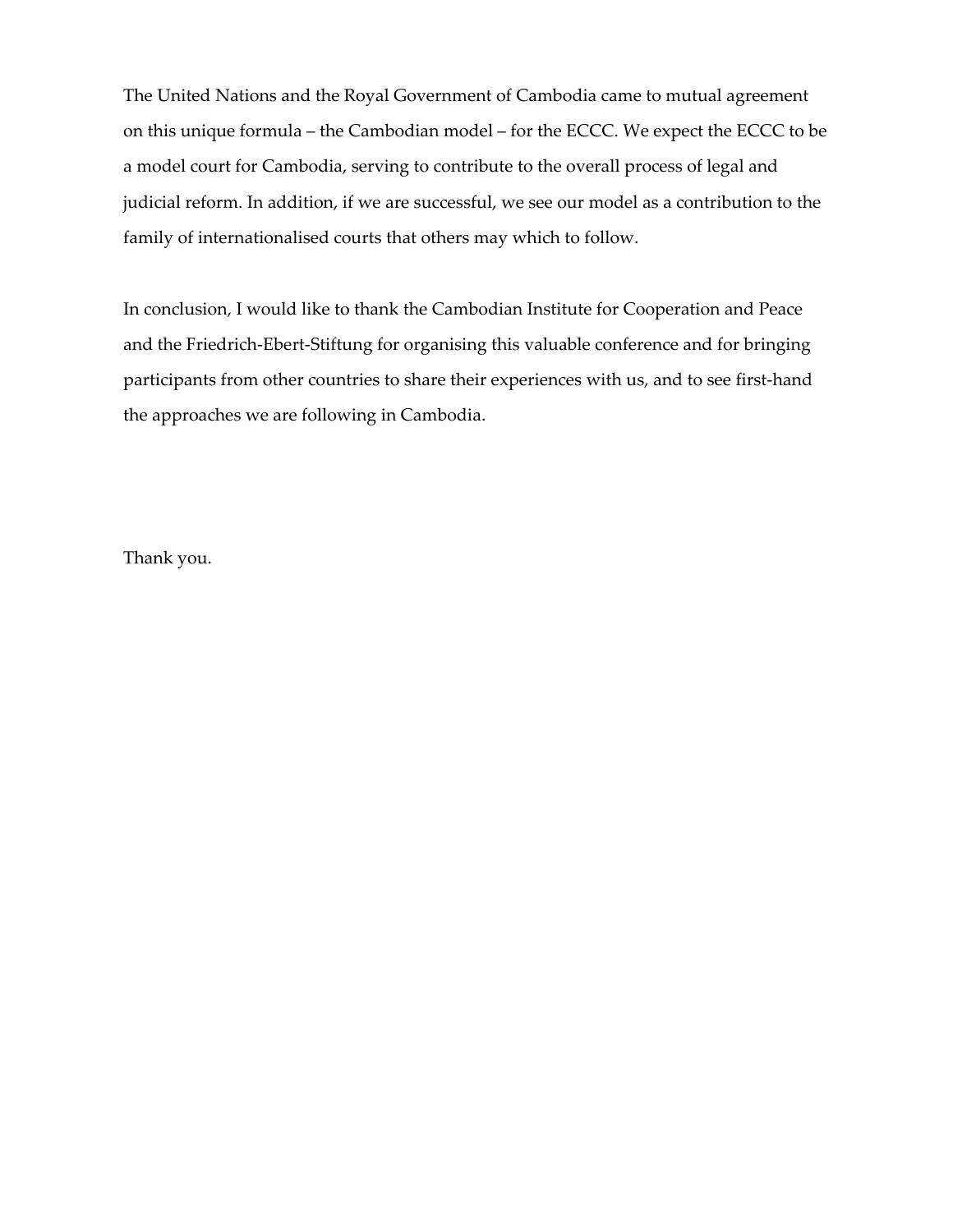The United Nations and the Royal Government of Cambodia came to mutual agreement on this unique formula – the Cambodian model – for the ECCC. We expect the ECCC to be a model court for Cambodia, serving to contribute to the overall process of legal and judicial reform. In addition, if we are successful, we see our model as a contribution to the family of internationalised courts that others may which to follow.

In conclusion, I would like to thank the Cambodian Institute for Cooperation and Peace and the Friedrich-Ebert-Stiftung for organising this valuable conference and for bringing participants from other countries to share their experiences with us, and to see first-hand the approaches we are following in Cambodia.

Thank you.